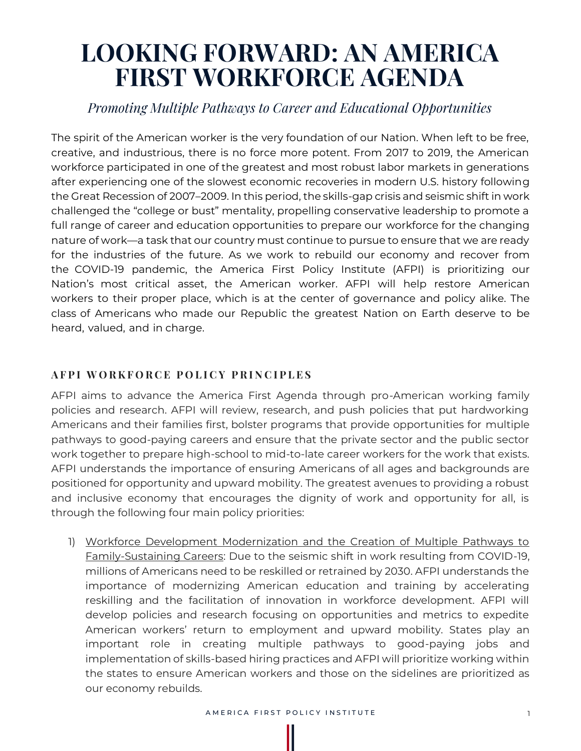# LOOKING FORWARD: AN AMERICA FIRST WORKFORCE AGENDA

*Promoting Multiple Pathways to Career and Educational Opportunities*

The spirit of the American worker is the very foundation of our Nation. When left to be free, creative, and industrious, there is no force more potent. From 2017 to 2019, the American workforce participated in one of the greatest and most robust labor markets in generations after experiencing one of the slowest economic recoveries in modern U.S. history following the Great Recession of 2007–2009. In this period, the skills-gap crisis and seismic shift in work challenged the "college or bust" mentality, propelling conservative leadership to promote a full range of career and education opportunities to prepare our workforce for the changing nature of work—a task that our country must continue to pursue to ensure that we are ready for the industries of the future. As we work to rebuild our economy and recover from the COVID-19 pandemic, the America First Policy Institute (AFPI) is prioritizing our Nation's most critical asset, the American worker. AFPI will help restore American workers to their proper place, which is at the center of governance and policy alike. The class of Americans who made our Republic the greatest Nation on Earth deserve to be heard, valued, and in charge.

## AFPI WORKFORCE POLICY PRINCIPLES

AFPI aims to advance the America First Agenda through pro-American working family policies and research. AFPI will review, research, and push policies that put hardworking Americans and their families first, bolster programs that provide opportunities for multiple pathways to good-paying careers and ensure that the private sector and the public sector work together to prepare high-school to mid-to-late career workers for the work that exists. AFPI understands the importance of ensuring Americans of all ages and backgrounds are positioned for opportunity and upward mobility. The greatest avenues to providing a robust and inclusive economy that encourages the dignity of work and opportunity for all, is through the following four main policy priorities:

1) <u>Workforce Development Modernization and the Creation of Multiple Pathways to Family-Sustaining Careers</u>: Due to the seismic shift in work resulting from COVID-19, millions of Americans need to be reskilled or retrained by 2030. AFPI understands the importance of modernizing American education and training by accelerating reskilling and the facilitation of innovation in workforce development. AFPI will develop policies and research focusing on opportunities and metrics to expedite American workers' return to employment and upward mobility. States play an important role in creating multiple pathways to good-paying jobs and implementation of skills-based hiring practices and AFPI will prioritize working within the states to ensure American workers and those on the sidelines are prioritized as our economy rebuilds.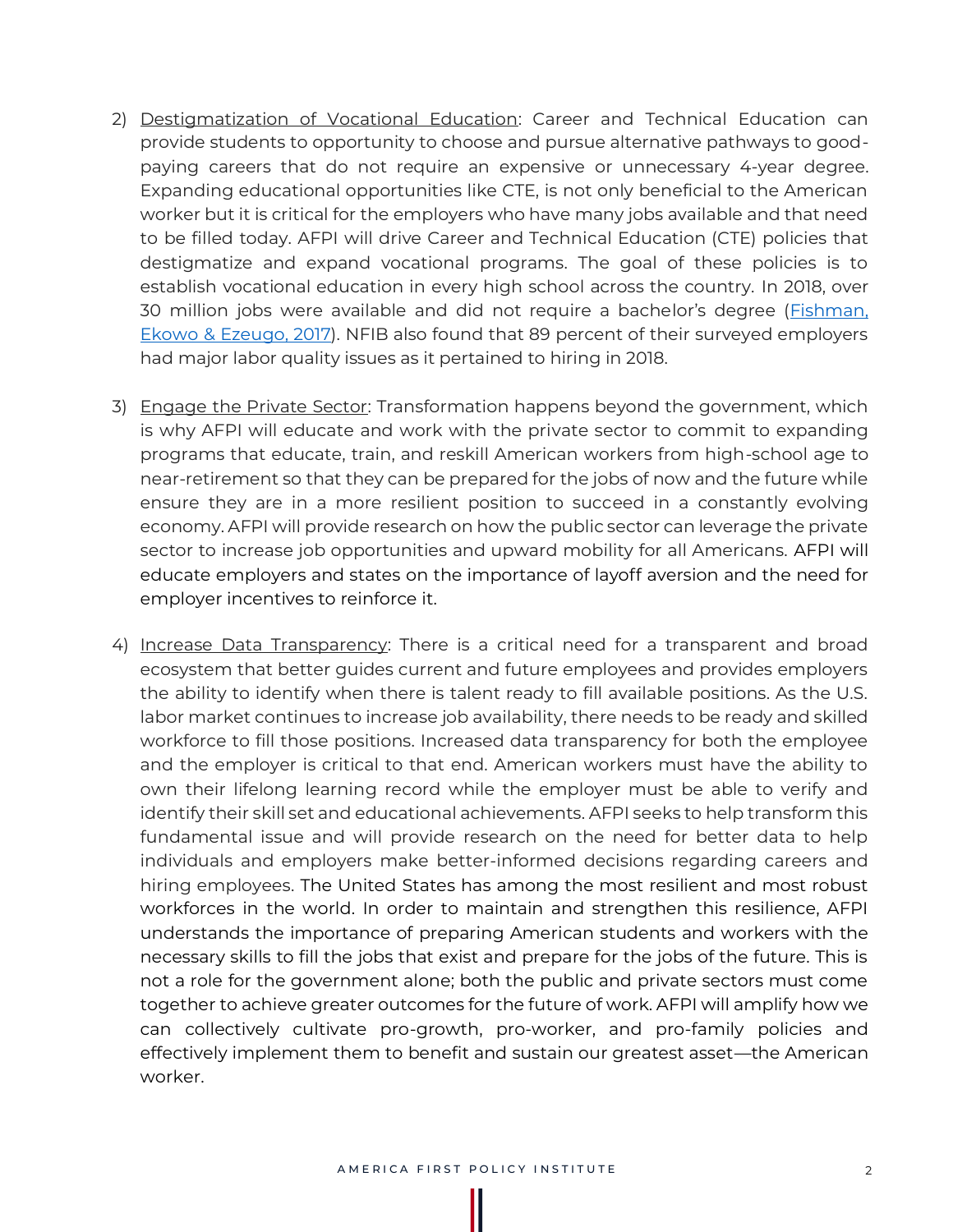2) <u>Destigmatization of Vocational Education</u>: Career and Technical Education can provide students to opportunity to choose and pursue alternative pathways to good-paying careers that do not require an expensive or unnecessary 4-year degree. Expanding educational opportunities like CTE, is not only beneficial to the American worker but it is critical for the employers who have many jobs available and that need to be filled today. AFPI will drive Career and Technical Education (CTE) policies that destigmatize and expand vocational programs. The goal of these policies is to establish vocational education in every high school across the country. In 2018, over 30 million jobs were available and did not require a bachelor's degree (Fishman, Ekowo & Ezeugo, 2017). NFIB also found that 89 percent of their surveyed employers had major labor quality issues as it pertained to hiring in 2018.

3) <u>Engage the Private Sector</u>: Transformation happens beyond the government, which is why AFPI will educate and work with the private sector to commit to expanding programs that educate, train, and reskill American workers from high-school age to near-retirement so that they can be prepared for the jobs of now and the future while ensure they are in a more resilient position to succeed in a constantly evolving economy. AFPI will provide research on how the public sector can leverage the private sector to increase job opportunities and upward mobility for all Americans. AFPI will educate employers and states on the importance of layoff aversion and the need for employer incentives to reinforce it.

4) <u>Increase Data Transparency</u>: There is a critical need for a transparent and broad ecosystem that better guides current and future employees and provides employers the ability to identify when there is talent ready to fill available positions. As the U.S. labor market continues to increase job availability, there needs to be ready and skilled workforce to fill those positions. Increased data transparency for both the employee and the employer is critical to that end. American workers must have the ability to own their lifelong learning record while the employer must be able to verify and identify their skill set and educational achievements. AFPI seeks to help transform this fundamental issue and will provide research on the need for better data to help individuals and employers make better-informed decisions regarding careers and hiring employees. The United States has among the most resilient and most robust workforces in the world. In order to maintain and strengthen this resilience, AFPI understands the importance of preparing American students and workers with the necessary skills to fill the jobs that exist and prepare for the jobs of the future. This is not a role for the government alone; both the public and private sectors must come together to achieve greater outcomes for the future of work. AFPI will amplify how we can collectively cultivate pro-growth, pro-worker, and pro-family policies and effectively implement them to benefit and sustain our greatest asset—the American worker.